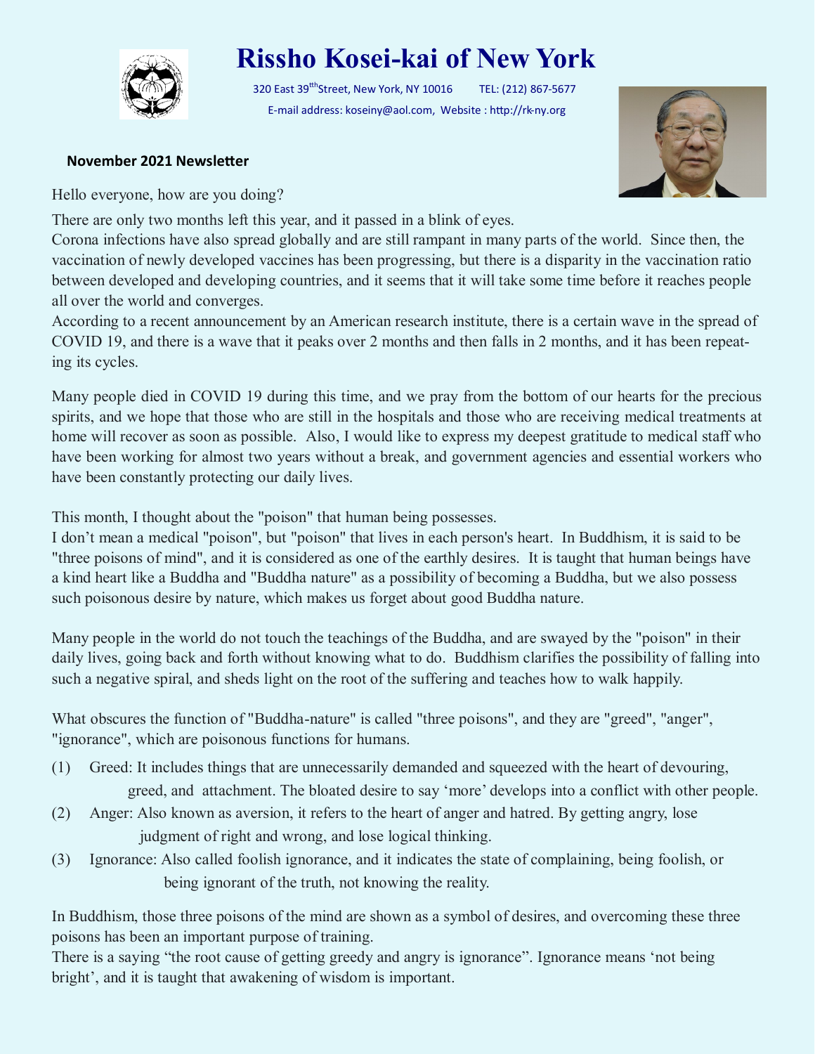# Rissho Kosei-kai of New York

320 East 39[th] Street, New York, NY 10016 TEL: (212) 867-5677
E-mail address: koseiny@aol.com, Website : http://rk-ny.org

**November 2021 Newsletter**

Hello everyone, how are you doing?

There are only two months left this year, and it passed in a blink of eyes.
Corona infections have also spread globally and are still rampant in many parts of the world. Since then, the vaccination of newly developed vaccines has been progressing, but there is a disparity in the vaccination ratio between developed and developing countries, and it seems that it will take some time before it reaches people all over the world and converges.
According to a recent announcement by an American research institute, there is a certain wave in the spread of COVID 19, and there is a wave that it peaks over 2 months and then falls in 2 months, and it has been repeating its cycles.

Many people died in COVID 19 during this time, and we pray from the bottom of our hearts for the precious spirits, and we hope that those who are still in the hospitals and those who are receiving medical treatments at home will recover as soon as possible. Also, I would like to express my deepest gratitude to medical staff who have been working for almost two years without a break, and government agencies and essential workers who have been constantly protecting our daily lives.

This month, I thought about the "poison" that human being possesses.
I don't mean a medical "poison", but "poison" that lives in each person's heart. In Buddhism, it is said to be "three poisons of mind", and it is considered as one of the earthly desires. It is taught that human beings have a kind heart like a Buddha and "Buddha nature" as a possibility of becoming a Buddha, but we also possess such poisonous desire by nature, which makes us forget about good Buddha nature.

Many people in the world do not touch the teachings of the Buddha, and are swayed by the "poison" in their daily lives, going back and forth without knowing what to do. Buddhism clarifies the possibility of falling into such a negative spiral, and sheds light on the root of the suffering and teaches how to walk happily.

What obscures the function of "Buddha-nature" is called "three poisons", and they are "greed", "anger", "ignorance", which are poisonous functions for humans.

(1) Greed: It includes things that are unnecessarily demanded and squeezed with the heart of devouring, greed, and attachment. The bloated desire to say 'more' develops into a conflict with other people.
(2) Anger: Also known as aversion, it refers to the heart of anger and hatred. By getting angry, lose judgment of right and wrong, and lose logical thinking.
(3) Ignorance: Also called foolish ignorance, and it indicates the state of complaining, being foolish, or being ignorant of the truth, not knowing the reality.

In Buddhism, those three poisons of the mind are shown as a symbol of desires, and overcoming these three poisons has been an important purpose of training.
There is a saying "the root cause of getting greedy and angry is ignorance". Ignorance means 'not being bright', and it is taught that awakening of wisdom is important.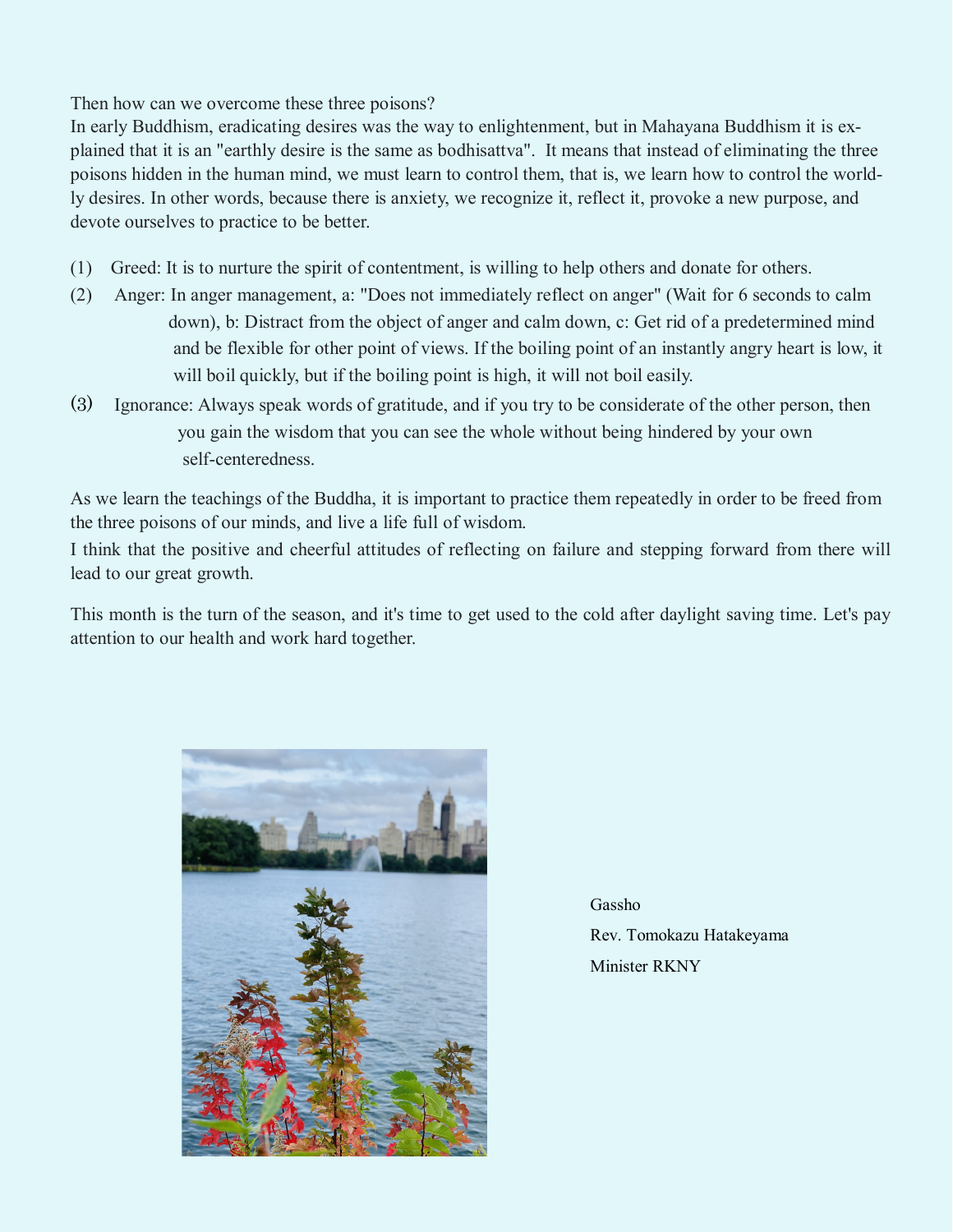Then how can we overcome these three poisons?
In early Buddhism, eradicating desires was the way to enlightenment, but in Mahayana Buddhism it is explained that it is an "earthly desire is the same as bodhisattva". It means that instead of eliminating the three poisons hidden in the human mind, we must learn to control them, that is, we learn how to control the worldly desires. In other words, because there is anxiety, we recognize it, reflect it, provoke a new purpose, and devote ourselves to practice to be better.

(1) Greed: It is to nurture the spirit of contentment, is willing to help others and donate for others.

(2) Anger: In anger management, a: "Does not immediately reflect on anger" (Wait for 6 seconds to calm down), b: Distract from the object of anger and calm down, c: Get rid of a predetermined mind and be flexible for other point of views. If the boiling point of an instantly angry heart is low, it will boil quickly, but if the boiling point is high, it will not boil easily.

(3) Ignorance: Always speak words of gratitude, and if you try to be considerate of the other person, then you gain the wisdom that you can see the whole without being hindered by your own self-centeredness.

As we learn the teachings of the Buddha, it is important to practice them repeatedly in order to be freed from the three poisons of our minds, and live a life full of wisdom.
I think that the positive and cheerful attitudes of reflecting on failure and stepping forward from there will lead to our great growth.

This month is the turn of the season, and it's time to get used to the cold after daylight saving time. Let's pay attention to our health and work hard together.

Gassho
Rev. Tomokazu Hatakeyama
Minister RKNY